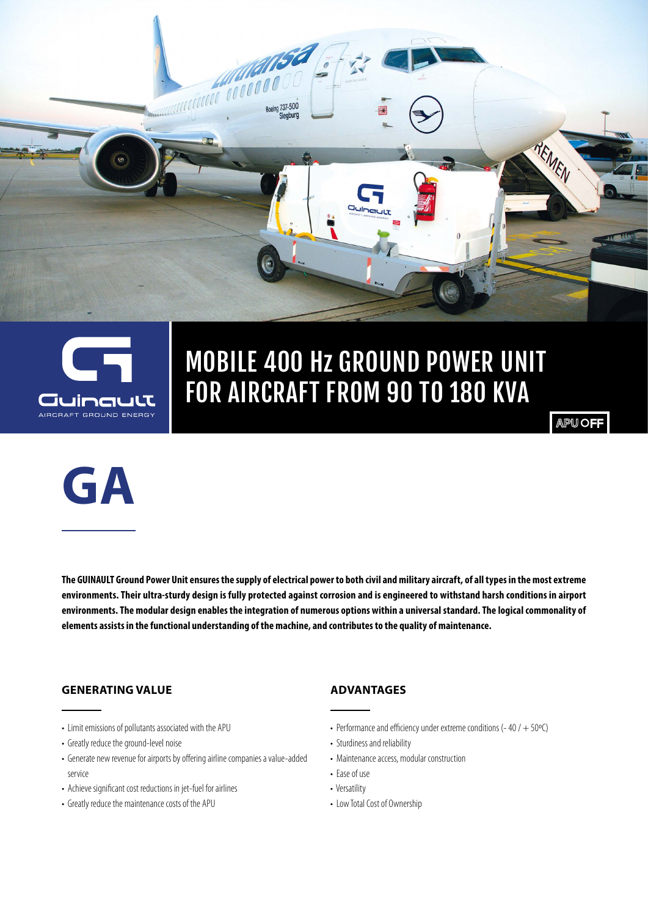# MOBILE 400 Hz GROUND POWER UNIT FOR AIRCRAFT FROM 90 TO 180 KVA

APU OFF

# GA

**The GUINAULT Ground Power Unit ensures the supply of electrical power to both civil and military aircraft, of all types in the most extreme environments. Their ultra-sturdy design is fully protected against corrosion and is engineered to withstand harsh conditions in airport environments. The modular design enables the integration of numerous options within a universal standard. The logical commonality of elements assists in the functional understanding of the machine, and contributes to the quality of maintenance.**

## GENERATING VALUE

- Limit emissions of pollutants associated with the APU
- Greatly reduce the ground-level noise
- Generate new revenue for airports by offering airline companies a value-added service
- Achieve significant cost reductions in jet-fuel for airlines
- Greatly reduce the maintenance costs of the APU

## ADVANTAGES

- Performance and efficiency under extreme conditions (- 40 / + 50ºC)
- Sturdiness and reliability
- Maintenance access, modular construction
- Ease of use
- Versatility
- Low Total Cost of Ownership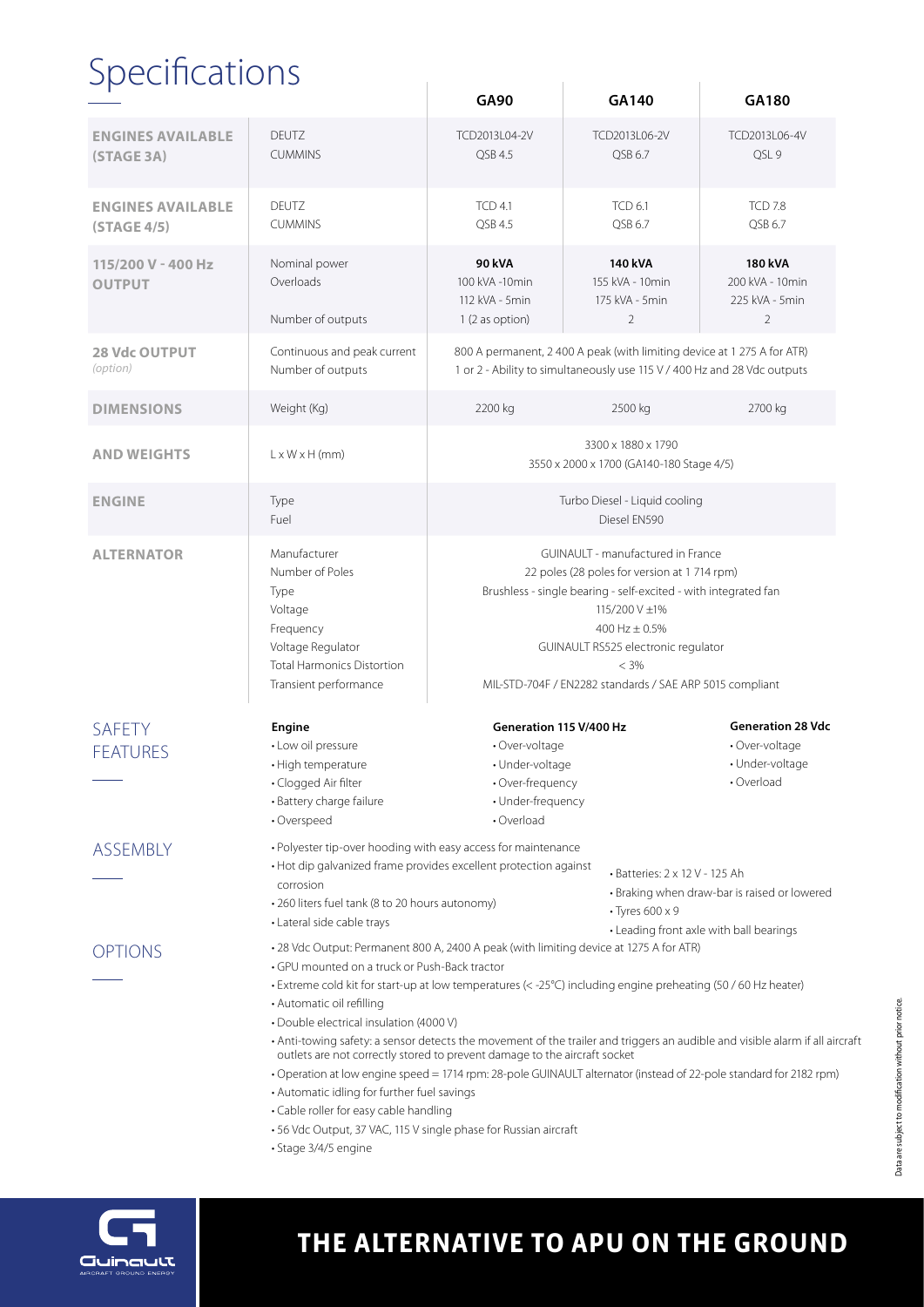# Specifications

| | | GA90 | GA140 | GA180 |
|---|---|---|---|---|
| **ENGINES AVAILABLE (STAGE 3A)** | DEUTZ<br>CUMMINS | TCD2013L04-2V<br>QSB 4.5 | TCD2013L06-2V<br>QSB 6.7 | TCD2013L06-4V<br>QSL 9 |
| **ENGINES AVAILABLE (STAGE 4/5)** | DEUTZ<br>CUMMINS | TCD 4.1<br>QSB 4.5 | TCD 6.1<br>QSB 6.7 | TCD 7.8<br>QSB 6.7 |
| **115/200 V - 400 Hz OUTPUT** | Nominal power<br>Overloads<br><br>Number of outputs | **90 kVA**<br>100 kVA -10min<br>112 kVA - 5min<br>1 (2 as option) | **140 kVA**<br>155 kVA - 10min<br>175 kVA - 5min<br>2 | **180 kVA**<br>200 kVA - 10min<br>225 kVA - 5min<br>2 |
| **28 Vdc OUTPUT** *(option)* | Continuous and peak current<br>Number of outputs | 800 A permanent, 2 400 A peak (with limiting device at 1 275 A for ATR)<br>1 or 2 - Ability to simultaneously use 115 V / 400 Hz and 28 Vdc outputs | | |
| **DIMENSIONS** | Weight (Kg) | 2200 kg | 2500 kg | 2700 kg |
| **AND WEIGHTS** | L x W x H (mm) | 3300 x 1880 x 1790<br>3550 x 2000 x 1700 (GA140-180 Stage 4/5) | | |
| **ENGINE** | Type<br>Fuel | Turbo Diesel - Liquid cooling<br>Diesel EN590 | | |
| **ALTERNATOR** | Manufacturer<br>Number of Poles<br>Type<br>Voltage<br>Frequency<br>Voltage Regulator<br>Total Harmonics Distortion<br>Transient performance | GUINAULT - manufactured in France<br>22 poles (28 poles for version at 1 714 rpm)<br>Brushless - single bearing - self-excited - with integrated fan<br>115/200 V ±1%<br>400 Hz ± 0.5%<br>GUINAULT RS525 electronic regulator<br>< 3%<br>MIL-STD-704F / EN2282 standards / SAE ARP 5015 compliant | | |

## SAFETY FEATURES

**Engine**
- Low oil pressure
- High temperature
- Clogged Air filter
- Battery charge failure
- Overspeed

**Generation 115 V/400 Hz**
- Over-voltage
- Under-voltage
- Over-frequency
- Under-frequency
- Overload

**Generation 28 Vdc**
- Over-voltage
- Under-voltage
- Overload

## ASSEMBLY

- Polyester tip-over hooding with easy access for maintenance
- Hot dip galvanized frame provides excellent protection against corrosion
- 260 liters fuel tank (8 to 20 hours autonomy)
- Lateral side cable trays
- Batteries: 2 x 12 V - 125 Ah
- Braking when draw-bar is raised or lowered
- Tyres 600 x 9
- Leading front axle with ball bearings

## OPTIONS

- 28 Vdc Output: Permanent 800 A, 2400 A peak (with limiting device at 1275 A for ATR)
- GPU mounted on a truck or Push-Back tractor
- Extreme cold kit for start-up at low temperatures (< -25°C) including engine preheating (50 / 60 Hz heater)
- Automatic oil refilling
- Double electrical insulation (4000 V)
- Anti-towing safety: a sensor detects the movement of the trailer and triggers an audible and visible alarm if all aircraft outlets are not correctly stored to prevent damage to the aircraft socket
- Operation at low engine speed = 1714 rpm: 28-pole GUINAULT alternator (instead of 22-pole standard for 2182 rpm)
- Automatic idling for further fuel savings
- Cable roller for easy cable handling
- 56 Vdc Output, 37 VAC, 115 V single phase for Russian aircraft
- Stage 3/4/5 engine

Data are subject to modification without prior notice.

Guinault AIRCRAFT GROUND ENERGY

**THE ALTERNATIVE TO APU ON THE GROUND**